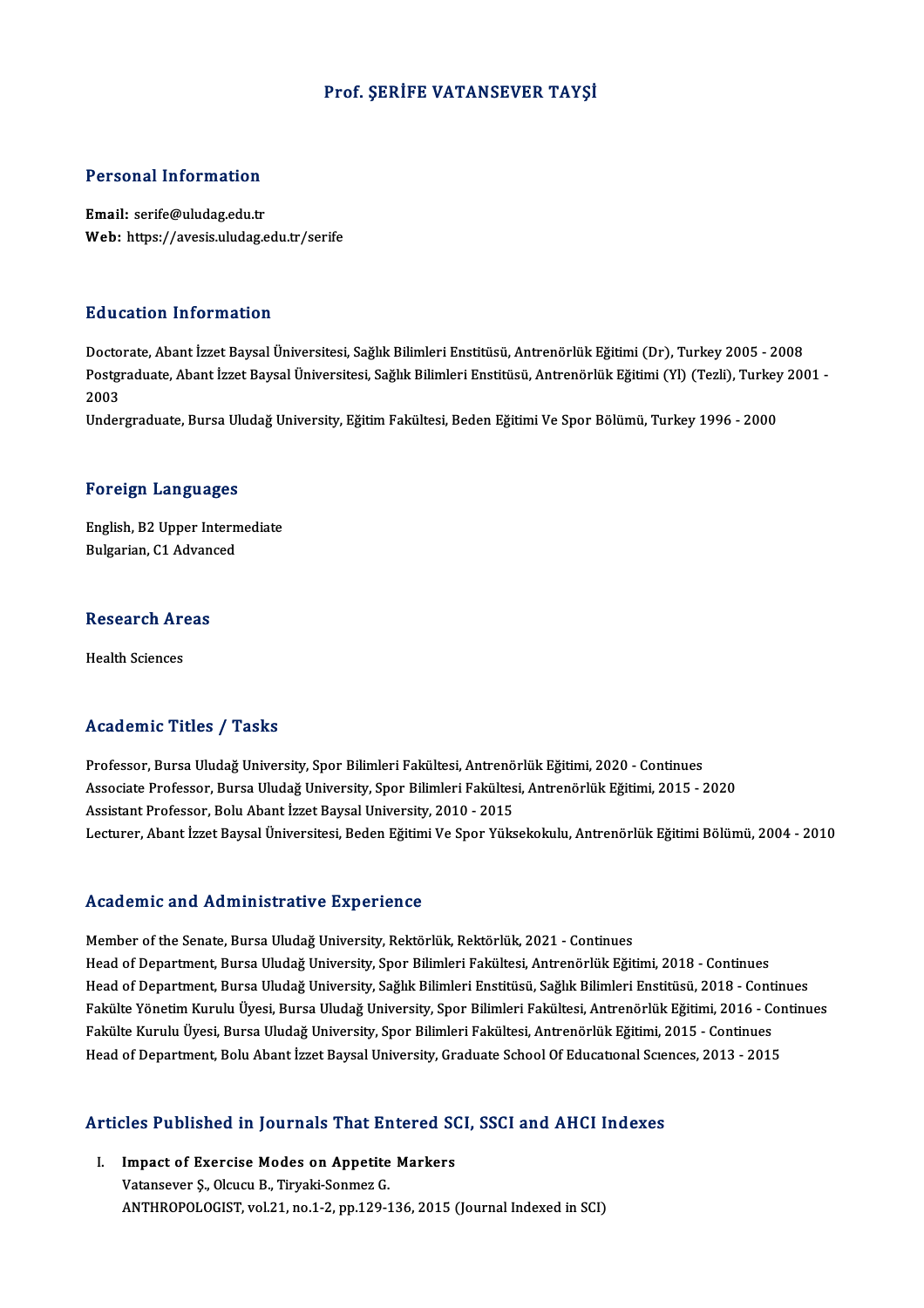# Prof. ŞERİFE VATANSEVER TAYŞİ

## Personal Information

**Email:** serife@uludag.edu.tr
**Web:** https://avesis.uludag.edu.tr/serife

## Education Information

Doctorate, Abant İzzet Baysal Üniversitesi, Sağlık Bilimleri Enstitüsü, Antrenörlük Eğitimi (Dr), Turkey 2005 - 2008
Postgraduate, Abant İzzet Baysal Üniversitesi, Sağlık Bilimleri Enstitüsü, Antrenörlük Eğitimi (Yl) (Tezli), Turkey 2001 - 2003
Undergraduate, Bursa Uludağ University, Eğitim Fakültesi, Beden Eğitimi Ve Spor Bölümü, Turkey 1996 - 2000

## Foreign Languages

English, B2 Upper Intermediate
Bulgarian, C1 Advanced

## Research Areas

Health Sciences

## Academic Titles / Tasks

Professor, Bursa Uludağ University, Spor Bilimleri Fakültesi, Antrenörlük Eğitimi, 2020 - Continues
Associate Professor, Bursa Uludağ University, Spor Bilimleri Fakültesi, Antrenörlük Eğitimi, 2015 - 2020
Assistant Professor, Bolu Abant İzzet Baysal University, 2010 - 2015
Lecturer, Abant İzzet Baysal Üniversitesi, Beden Eğitimi Ve Spor Yüksekokulu, Antrenörlük Eğitimi Bölümü, 2004 - 2010

## Academic and Administrative Experience

Member of the Senate, Bursa Uludağ University, Rektörlük, Rektörlük, 2021 - Continues
Head of Department, Bursa Uludağ University, Spor Bilimleri Fakültesi, Antrenörlük Eğitimi, 2018 - Continues
Head of Department, Bursa Uludağ University, Sağlık Bilimleri Enstitüsü, Sağlık Bilimleri Enstitüsü, 2018 - Continues
Fakülte Yönetim Kurulu Üyesi, Bursa Uludağ University, Spor Bilimleri Fakültesi, Antrenörlük Eğitimi, 2016 - Continues
Fakülte Kurulu Üyesi, Bursa Uludağ University, Spor Bilimleri Fakültesi, Antrenörlük Eğitimi, 2015 - Continues
Head of Department, Bolu Abant İzzet Baysal University, Graduate School Of Educatıonal Scıences, 2013 - 2015

## Articles Published in Journals That Entered SCI, SSCI and AHCI Indexes

I. **Impact of Exercise Modes on Appetite Markers**
Vatansever Ş., Olcucu B., Tiryaki-Sonmez G.
ANTHROPOLOGIST, vol.21, no.1-2, pp.129-136, 2015 (Journal Indexed in SCI)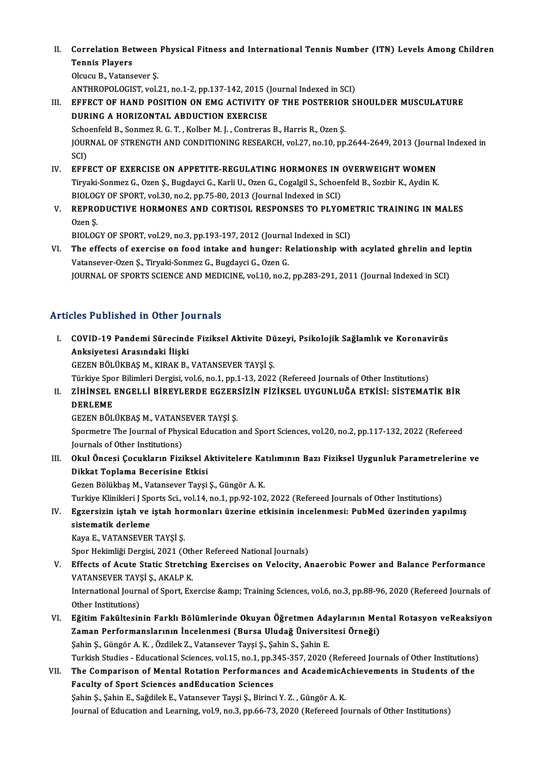II. **Correlation Between Physical Fitness and International Tennis Number (ITN) Levels Among Children Tennis Players**
Olcucu B., Vatansever Ş.
ANTHROPOLOGIST, vol.21, no.1-2, pp.137-142, 2015 (Journal Indexed in SCI)

III. **EFFECT OF HAND POSITION ON EMG ACTIVITY OF THE POSTERIOR SHOULDER MUSCULATURE DURING A HORIZONTAL ABDUCTION EXERCISE**
Schoenfeld B., Sonmez R. G. T. , Kolber M. J. , Contreras B., Harris R., Ozen Ş.
JOURNAL OF STRENGTH AND CONDITIONING RESEARCH, vol.27, no.10, pp.2644-2649, 2013 (Journal Indexed in SCI)

IV. **EFFECT OF EXERCISE ON APPETITE-REGULATING HORMONES IN OVERWEIGHT WOMEN**
Tiryaki-Sonmez G., Ozen Ş., Bugdayci G., Karli U., Ozen G., Cogalgil S., Schoenfeld B., Sozbir K., Aydin K.
BIOLOGY OF SPORT, vol.30, no.2, pp.75-80, 2013 (Journal Indexed in SCI)

V. **REPRODUCTIVE HORMONES AND CORTISOL RESPONSES TO PLYOMETRIC TRAINING IN MALES**
Ozen Ş.
BIOLOGY OF SPORT, vol.29, no.3, pp.193-197, 2012 (Journal Indexed in SCI)

VI. **The effects of exercise on food intake and hunger: Relationship with acylated ghrelin and leptin**
Vatansever-Ozen Ş., Tiryaki-Sonmez G., Bugdayci G., Ozen G.
JOURNAL OF SPORTS SCIENCE AND MEDICINE, vol.10, no.2, pp.283-291, 2011 (Journal Indexed in SCI)

## Articles Published in Other Journals

I. **COVID-19 Pandemi Sürecinde Fiziksel Aktivite Düzeyi, Psikolojik Sağlamlık ve Koronavirüs Anksiyetesi Arasındaki İlişki**
GEZEN BÖLÜKBAŞ M., KIRAK B., VATANSEVER TAYŞİ Ş.
Türkiye Spor Bilimleri Dergisi, vol.6, no.1, pp.1-13, 2022 (Refereed Journals of Other Institutions)

II. **ZİHİNSEL ENGELLİ BİREYLERDE EGZERSİZİN FİZİKSEL UYGUNLUĞA ETKİSİ: SİSTEMATİK BİR DERLEME**
GEZEN BÖLÜKBAŞ M., VATANSEVER TAYŞİ Ş.
Spormetre The Journal of Physical Education and Sport Sciences, vol.20, no.2, pp.117-132, 2022 (Refereed Journals of Other Institutions)

III. **Okul Öncesi Çocukların Fiziksel Aktivitelere Katılımının Bazı Fiziksel Uygunluk Parametrelerine ve Dikkat Toplama Becerisine Etkisi**
Gezen Bölükbaş M., Vatansever Tayşi Ş., Güngör A. K.
Turkiye Klinikleri J Sports Sci., vol.14, no.1, pp.92-102, 2022 (Refereed Journals of Other Institutions)

IV. **Egzersizin iştah ve iştah hormonları üzerine etkisinin incelenmesi: PubMed üzerinden yapılmış sistematik derleme**
Kaya E., VATANSEVER TAYŞİ Ş.
Spor Hekimliği Dergisi, 2021 (Other Refereed National Journals)

V. **Effects of Acute Static Stretching Exercises on Velocity, Anaerobic Power and Balance Performance**
VATANSEVER TAYŞİ Ş., AKALP K.
International Journal of Sport, Exercise &amp; Training Sciences, vol.6, no.3, pp.88-96, 2020 (Refereed Journals of Other Institutions)

VI. **Eğitim Fakültesinin Farklı Bölümlerinde Okuyan Öğretmen Adaylarının Mental Rotasyon veReaksiyon Zaman Performanslarının İncelenmesi (Bursa Uludağ Üniversitesi Örneği)**
Şahin Ş., Güngör A. K. , Özdilek Z., Vatansever Tayşi Ş., Şahin S., Şahin E.
Turkish Studies - Educational Sciences, vol.15, no.1, pp.345-357, 2020 (Refereed Journals of Other Institutions)

VII. **The Comparison of Mental Rotation Performances and AcademicAchievements in Students of the Faculty of Sport Sciences andEducation Sciences**
Şahin Ş., Şahin E., Sağdilek E., Vatansever Tayşi Ş., Birinci Y. Z. , Güngör A. K.
Journal of Education and Learning, vol.9, no.3, pp.66-73, 2020 (Refereed Journals of Other Institutions)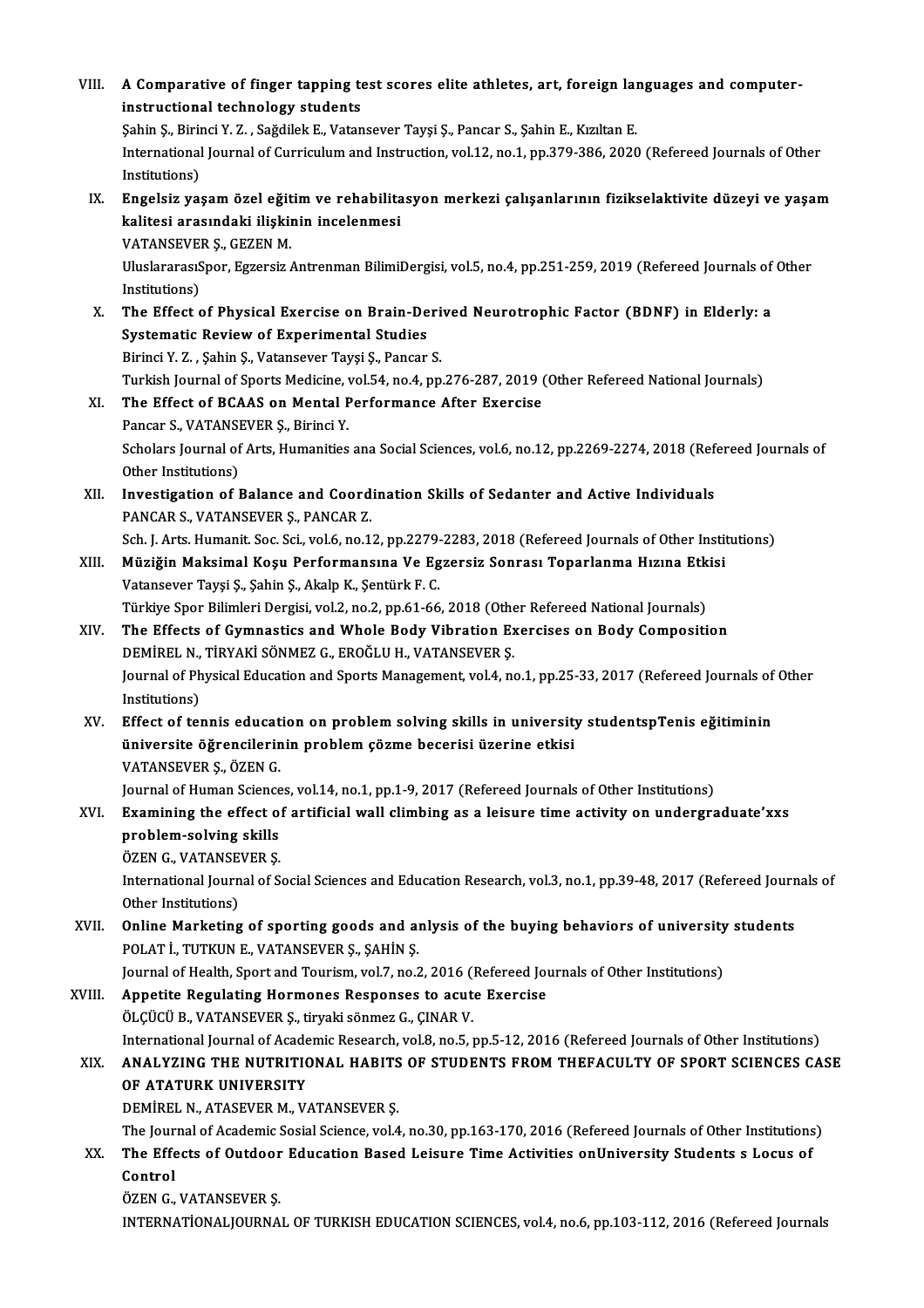VIII. **A Comparative of finger tapping test scores elite athletes, art, foreign languages and computer-instructional technology students**
Şahin Ş., Birinci Y. Z. , Sağdilek E., Vatansever Tayşi Ş., Pancar S., Şahin E., Kızıltan E.
International Journal of Curriculum and Instruction, vol.12, no.1, pp.379-386, 2020 (Refereed Journals of Other Institutions)

IX. **Engelsiz yaşam özel eğitim ve rehabilitasyon merkezi çalışanlarının fizikselaktivite düzeyi ve yaşam kalitesi arasındaki ilişkinin incelenmesi**
VATANSEVER Ş., GEZEN M.
UluslararasıSpor, Egzersiz Antrenman BilimiDergisi, vol.5, no.4, pp.251-259, 2019 (Refereed Journals of Other Institutions)

X. **The Effect of Physical Exercise on Brain-Derived Neurotrophic Factor (BDNF) in Elderly: a Systematic Review of Experimental Studies**
Birinci Y. Z. , Şahin Ş., Vatansever Tayşi Ş., Pancar S.
Turkish Journal of Sports Medicine, vol.54, no.4, pp.276-287, 2019 (Other Refereed National Journals)

XI. **The Effect of BCAAS on Mental Performance After Exercise**
Pancar S., VATANSEVER Ş., Birinci Y.
Scholars Journal of Arts, Humanities ana Social Sciences, vol.6, no.12, pp.2269-2274, 2018 (Refereed Journals of Other Institutions)

XII. **Investigation of Balance and Coordination Skills of Sedanter and Active Individuals**
PANCAR S., VATANSEVER Ş., PANCAR Z.
Sch. J. Arts. Humanit. Soc. Sci., vol.6, no.12, pp.2279-2283, 2018 (Refereed Journals of Other Institutions)

XIII. **Müziğin Maksimal Koşu Performansına Ve Egzersiz Sonrası Toparlanma Hızına Etkisi**
Vatansever Tayşi Ş., Şahin Ş., Akalp K., Şentürk F. C.
Türkiye Spor Bilimleri Dergisi, vol.2, no.2, pp.61-66, 2018 (Other Refereed National Journals)

XIV. **The Effects of Gymnastics and Whole Body Vibration Exercises on Body Composition**
DEMİREL N., TİRYAKİ SÖNMEZ G., EROĞLU H., VATANSEVER Ş.
Journal of Physical Education and Sports Management, vol.4, no.1, pp.25-33, 2017 (Refereed Journals of Other Institutions)

XV. **Effect of tennis education on problem solving skills in university studentspTenis eğitiminin üniversite öğrencilerinin problem çözme becerisi üzerine etkisi**
VATANSEVER Ş., ÖZEN G.
Journal of Human Sciences, vol.14, no.1, pp.1-9, 2017 (Refereed Journals of Other Institutions)

XVI. **Examining the effect of artificial wall climbing as a leisure time activity on undergraduate'xxs problem-solving skills**
ÖZEN G., VATANSEVER Ş.
International Journal of Social Sciences and Education Research, vol.3, no.1, pp.39-48, 2017 (Refereed Journals of Other Institutions)

XVII. **Online Marketing of sporting goods and anlysis of the buying behaviors of university students**
POLAT İ., TUTKUN E., VATANSEVER Ş., ŞAHİN Ş.
Journal of Health, Sport and Tourism, vol.7, no.2, 2016 (Refereed Journals of Other Institutions)

XVIII. **Appetite Regulating Hormones Responses to acute Exercise**
ÖLÇÜCÜ B., VATANSEVER Ş., tiryaki sönmez G., ÇINAR V.
International Journal of Academic Research, vol.8, no.5, pp.5-12, 2016 (Refereed Journals of Other Institutions)

XIX. **ANALYZING THE NUTRITIONAL HABITS OF STUDENTS FROM THEFACULTY OF SPORT SCIENCES CASE OF ATATURK UNIVERSITY**
DEMİREL N., ATASEVER M., VATANSEVER Ş.
The Journal of Academic Sosial Science, vol.4, no.30, pp.163-170, 2016 (Refereed Journals of Other Institutions)

XX. **The Effects of Outdoor Education Based Leisure Time Activities onUniversity Students s Locus of Control**
ÖZEN G., VATANSEVER Ş.
INTERNATİONALJOURNAL OF TURKISH EDUCATION SCIENCES, vol.4, no.6, pp.103-112, 2016 (Refereed Journals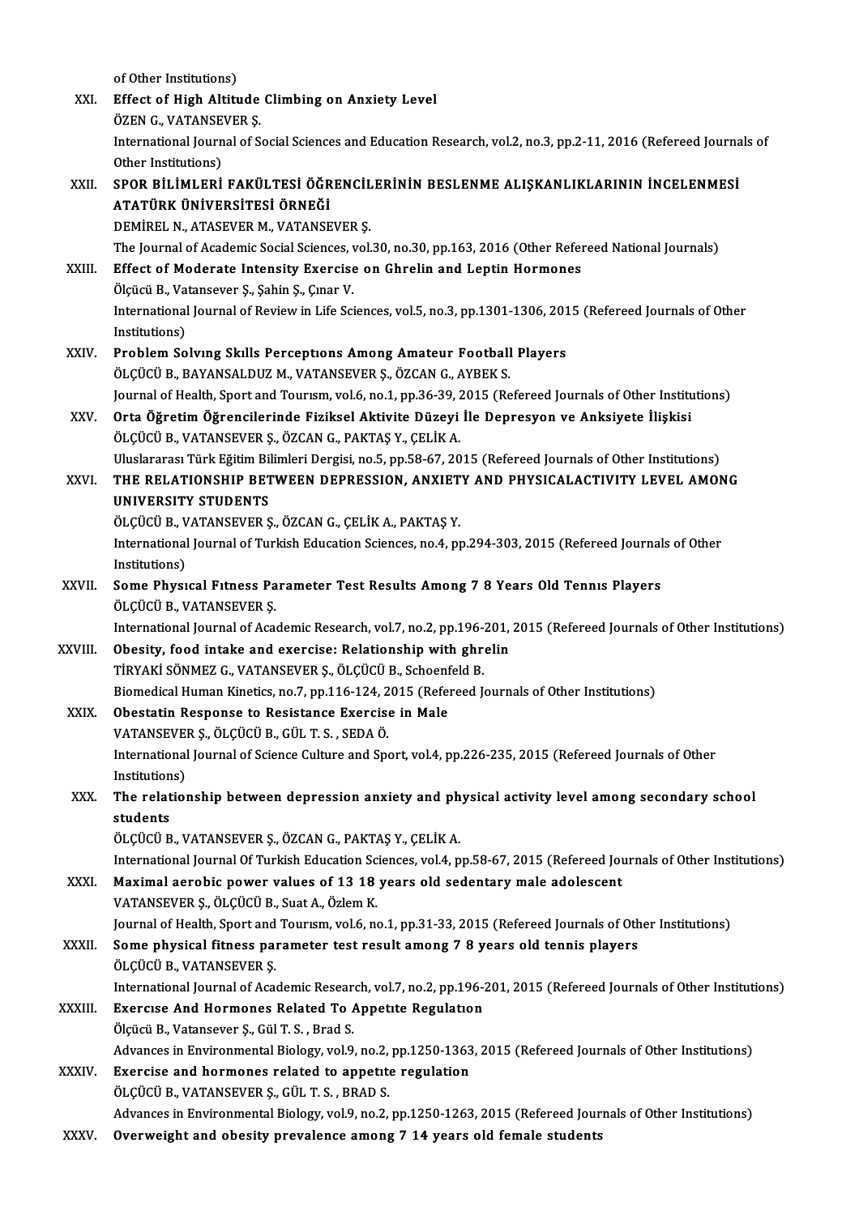of Other Institutions)

XXI. **Effect of High Altitude Climbing on Anxiety Level**
ÖZEN G., VATANSEVER Ş.
International Journal of Social Sciences and Education Research, vol.2, no.3, pp.2-11, 2016 (Refereed Journals of Other Institutions)

XXII. **SPOR BİLİMLERİ FAKÜLTESİ ÖĞRENCİLERİNİN BESLENME ALIŞKANLIKLARININ İNCELENMESİ ATATÜRK ÜNİVERSİTESİ ÖRNEĞİ**
DEMİREL N., ATASEVER M., VATANSEVER Ş.
The Journal of Academic Social Sciences, vol.30, no.30, pp.163, 2016 (Other Refereed National Journals)

XXIII. **Effect of Moderate Intensity Exercise on Ghrelin and Leptin Hormones**
Ölçücü B., Vatansever Ş., Şahin Ş., Çınar V.
International Journal of Review in Life Sciences, vol.5, no.3, pp.1301-1306, 2015 (Refereed Journals of Other Institutions)

XXIV. **Problem Solvıng Skılls Perceptıons Among Amateur Football Players**
ÖLÇÜCÜ B., BAYANSALDUZ M., VATANSEVER Ş., ÖZCAN G., AYBEK S.
Journal of Health, Sport and Tourısm, vol.6, no.1, pp.36-39, 2015 (Refereed Journals of Other Institutions)

XXV. **Orta Öğretim Öğrencilerinde Fiziksel Aktivite Düzeyi İle Depresyon ve Anksiyete İlişkisi**
ÖLÇÜCÜ B., VATANSEVER Ş., ÖZCAN G., PAKTAŞ Y., ÇELİK A.
Uluslararası Türk Eğitim Bilimleri Dergisi, no.5, pp.58-67, 2015 (Refereed Journals of Other Institutions)

XXVI. **THE RELATIONSHIP BETWEEN DEPRESSION, ANXIETY AND PHYSICALACTIVITY LEVEL AMONG UNIVERSITY STUDENTS**
ÖLÇÜCÜ B., VATANSEVER Ş., ÖZCAN G., ÇELİK A., PAKTAŞ Y.
International Journal of Turkish Education Sciences, no.4, pp.294-303, 2015 (Refereed Journals of Other Institutions)

XXVII. **Some Physıcal Fıtness Parameter Test Results Among 7 8 Years Old Tennıs Players**
ÖLÇÜCÜ B., VATANSEVER Ş.
International Journal of Academic Research, vol.7, no.2, pp.196-201, 2015 (Refereed Journals of Other Institutions)

XXVIII. **Obesity, food intake and exercise: Relationship with ghrelin**
TİRYAKİ SÖNMEZ G., VATANSEVER Ş., ÖLÇÜCÜ B., Schoenfeld B.
Biomedical Human Kinetics, no.7, pp.116-124, 2015 (Refereed Journals of Other Institutions)

XXIX. **Obestatin Response to Resistance Exercise in Male**
VATANSEVER Ş., ÖLÇÜCÜ B., GÜL T. S. , SEDA Ö.
International Journal of Science Culture and Sport, vol.4, pp.226-235, 2015 (Refereed Journals of Other Institutions)

XXX. **The relationship between depression anxiety and physical activity level among secondary school students**
ÖLÇÜCÜ B., VATANSEVER Ş., ÖZCAN G., PAKTAŞ Y., ÇELİK A.
International Journal Of Turkish Education Sciences, vol.4, pp.58-67, 2015 (Refereed Journals of Other Institutions)

XXXI. **Maximal aerobic power values of 13 18 years old sedentary male adolescent**
VATANSEVER Ş., ÖLÇÜCÜ B., Suat A., Özlem K.
Journal of Health, Sport and Tourısm, vol.6, no.1, pp.31-33, 2015 (Refereed Journals of Other Institutions)

XXXII. **Some physical fitness parameter test result among 7 8 years old tennis players**
ÖLÇÜCÜ B., VATANSEVER Ş.
International Journal of Academic Research, vol.7, no.2, pp.196-201, 2015 (Refereed Journals of Other Institutions)

XXXIII. **Exercıse And Hormones Related To Appetıte Regulatıon**
Ölçücü B., Vatansever Ş., Gül T. S. , Brad S.
Advances in Environmental Biology, vol.9, no.2, pp.1250-1363, 2015 (Refereed Journals of Other Institutions)

XXXIV. **Exercise and hormones related to appetite regulation**
ÖLÇÜCÜ B., VATANSEVER Ş., GÜL T. S. , BRAD S.
Advances in Environmental Biology, vol.9, no.2, pp.1250-1263, 2015 (Refereed Journals of Other Institutions)

XXXV. **Overweight and obesity prevalence among 7 14 years old female students**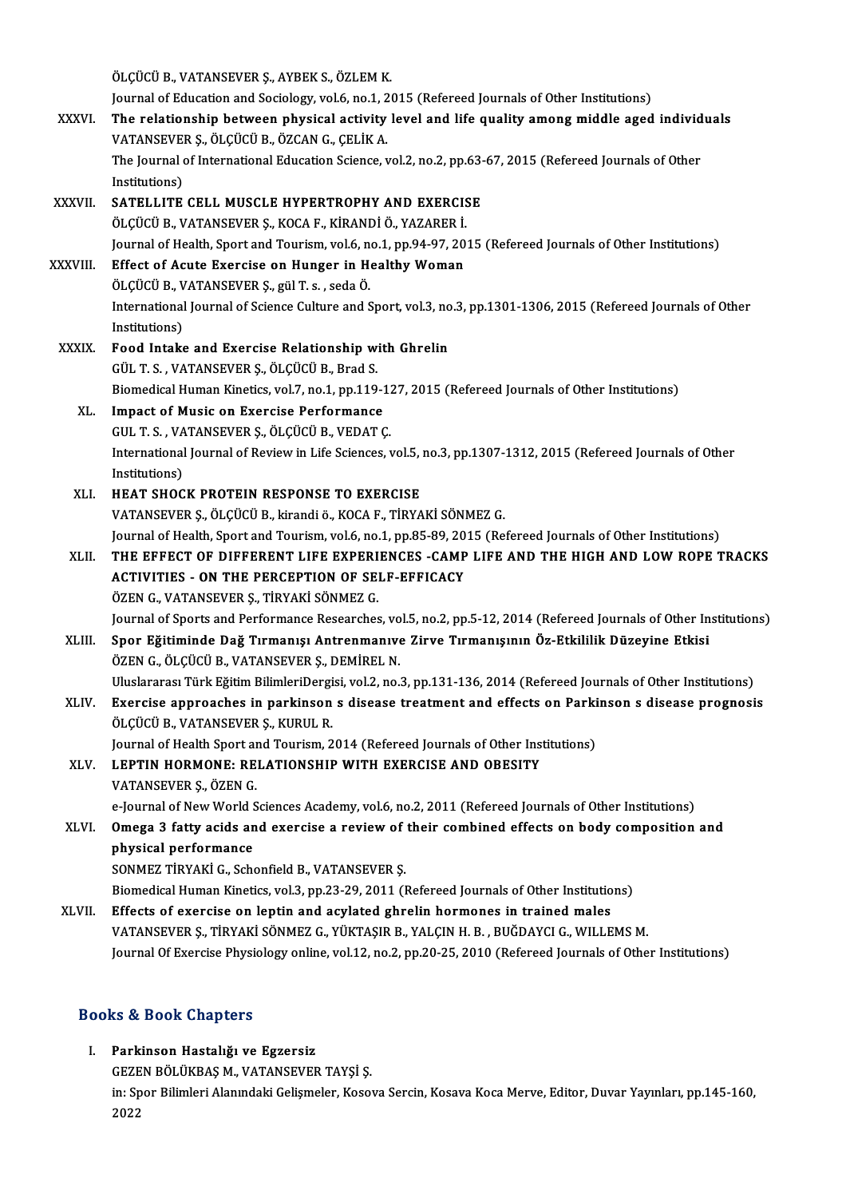ÖLÇÜCÜ B., VATANSEVER Ş., AYBEK S., ÖZLEM K.
Journal of Education and Sociology, vol.6, no.1, 2015 (Refereed Journals of Other Institutions)

XXXVI. **The relationship between physical activity level and life quality among middle aged individuals**
VATANSEVER Ş., ÖLÇÜCÜ B., ÖZCAN G., ÇELİK A.
The Journal of International Education Science, vol.2, no.2, pp.63-67, 2015 (Refereed Journals of Other Institutions)

XXXVII. **SATELLITE CELL MUSCLE HYPERTROPHY AND EXERCISE**
ÖLÇÜCÜ B., VATANSEVER Ş., KOCA F., KİRANDİ Ö., YAZARER İ.
Journal of Health, Sport and Tourism, vol.6, no.1, pp.94-97, 2015 (Refereed Journals of Other Institutions)

XXXVIII. **Effect of Acute Exercise on Hunger in Healthy Woman**
ÖLÇÜCÜ B., VATANSEVER Ş., gül T. s. , seda Ö.
International Journal of Science Culture and Sport, vol.3, no.3, pp.1301-1306, 2015 (Refereed Journals of Other Institutions)

XXXIX. **Food Intake and Exercise Relationship with Ghrelin**
GÜL T. S. , VATANSEVER Ş., ÖLÇÜCÜ B., Brad S.
Biomedical Human Kinetics, vol.7, no.1, pp.119-127, 2015 (Refereed Journals of Other Institutions)

XL. **Impact of Music on Exercise Performance**
GUL T. S. , VATANSEVER Ş., ÖLÇÜCÜ B., VEDAT Ç.
International Journal of Review in Life Sciences, vol.5, no.3, pp.1307-1312, 2015 (Refereed Journals of Other Institutions)

XLI. **HEAT SHOCK PROTEIN RESPONSE TO EXERCISE**
VATANSEVER Ş., ÖLÇÜCÜ B., kirandi ö., KOCA F., TİRYAKİ SÖNMEZ G.
Journal of Health, Sport and Tourism, vol.6, no.1, pp.85-89, 2015 (Refereed Journals of Other Institutions)

XLII. **THE EFFECT OF DIFFERENT LIFE EXPERIENCES -CAMP LIFE AND THE HIGH AND LOW ROPE TRACKS ACTIVITIES - ON THE PERCEPTION OF SELF-EFFICACY**
ÖZEN G., VATANSEVER Ş., TİRYAKİ SÖNMEZ G.
Journal of Sports and Performance Researches, vol.5, no.2, pp.5-12, 2014 (Refereed Journals of Other Institutions)

XLIII. **Spor Eğitiminde Dağ Tırmanışı Antrenmanıve Zirve Tırmanışının Öz-Etkililik Düzeyine Etkisi**
ÖZEN G., ÖLÇÜCÜ B., VATANSEVER Ş., DEMİREL N.
Uluslararası Türk Eğitim BilimleriDergisi, vol.2, no.3, pp.131-136, 2014 (Refereed Journals of Other Institutions)

XLIV. **Exercise approaches in parkinson s disease treatment and effects on Parkinson s disease prognosis**
ÖLÇÜCÜ B., VATANSEVER Ş., KURUL R.
Journal of Health Sport and Tourism, 2014 (Refereed Journals of Other Institutions)

XLV. **LEPTIN HORMONE: RELATIONSHIP WITH EXERCISE AND OBESITY**
VATANSEVER Ş., ÖZEN G.
e-Journal of New World Sciences Academy, vol.6, no.2, 2011 (Refereed Journals of Other Institutions)

XLVI. **Omega 3 fatty acids and exercise a review of their combined effects on body composition and physical performance**
SONMEZ TİRYAKİ G., Schonfield B., VATANSEVER Ş.
Biomedical Human Kinetics, vol.3, pp.23-29, 2011 (Refereed Journals of Other Institutions)

XLVII. **Effects of exercise on leptin and acylated ghrelin hormones in trained males**
VATANSEVER Ş., TİRYAKİ SÖNMEZ G., YÜKTAŞIR B., YALÇIN H. B. , BUĞDAYCI G., WILLEMS M.
Journal Of Exercise Physiology online, vol.12, no.2, pp.20-25, 2010 (Refereed Journals of Other Institutions)

## Books & Book Chapters

I. **Parkinson Hastalığı ve Egzersiz**
GEZEN BÖLÜKBAŞ M., VATANSEVER TAYŞİ Ş.
in: Spor Bilimleri Alanındaki Gelişmeler, Kosova Sercin, Kosava Koca Merve, Editor, Duvar Yayınları, pp.145-160, 2022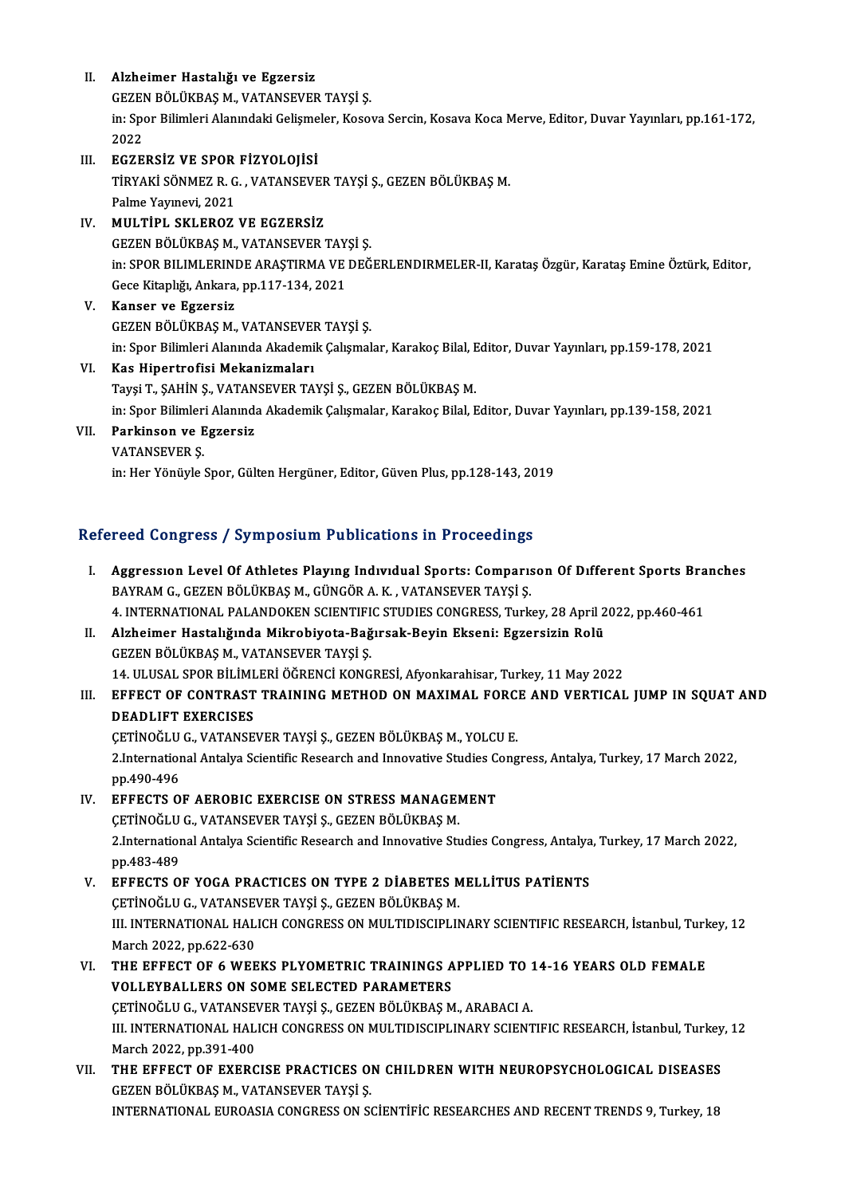II. **Alzheimer Hastalığı ve Egzersiz**
GEZEN BÖLÜKBAŞ M., VATANSEVER TAYŞİ Ş.
in: Spor Bilimleri Alanındaki Gelişmeler, Kosova Sercin, Kosava Koca Merve, Editor, Duvar Yayınları, pp.161-172, 2022

III. **EGZERSİZ VE SPOR FİZYOLOJİSİ**
TİRYAKİ SÖNMEZ R. G. , VATANSEVER TAYŞİ Ş., GEZEN BÖLÜKBAŞ M.
Palme Yayınevi, 2021

IV. **MULTİPL SKLEROZ VE EGZERSİZ**
GEZEN BÖLÜKBAŞ M., VATANSEVER TAYŞİ Ş.
in: SPOR BILIMLERINDE ARAŞTIRMA VE DEĞERLENDIRMELER-II, Karataş Özgür, Karataş Emine Öztürk, Editor, Gece Kitaplığı, Ankara, pp.117-134, 2021

V. **Kanser ve Egzersiz**
GEZEN BÖLÜKBAŞ M., VATANSEVER TAYŞİ Ş.
in: Spor Bilimleri Alanında Akademik Çalışmalar, Karakoç Bilal, Editor, Duvar Yayınları, pp.159-178, 2021

VI. **Kas Hipertrofisi Mekanizmaları**
Tayşi T., ŞAHİN Ş., VATANSEVER TAYŞİ Ş., GEZEN BÖLÜKBAŞ M.
in: Spor Bilimleri Alanında Akademik Çalışmalar, Karakoç Bilal, Editor, Duvar Yayınları, pp.139-158, 2021

VII. **Parkinson ve Egzersiz**
VATANSEVER Ş.
in: Her Yönüyle Spor, Gülten Hergüner, Editor, Güven Plus, pp.128-143, 2019

## Refereed Congress / Symposium Publications in Proceedings

I. **Aggressıon Level Of Athletes Playıng Indıvıdual Sports: Comparıson Of Dıfferent Sports Branches**
BAYRAM G., GEZEN BÖLÜKBAŞ M., GÜNGÖR A. K. , VATANSEVER TAYŞİ Ş.
4. INTERNATIONAL PALANDOKEN SCIENTIFIC STUDIES CONGRESS, Turkey, 28 April 2022, pp.460-461

II. **Alzheimer Hastalığında Mikrobiyota-Bağırsak-Beyin Ekseni: Egzersizin Rolü**
GEZEN BÖLÜKBAŞ M., VATANSEVER TAYŞİ Ş.
14. ULUSAL SPOR BİLİMLERİ ÖĞRENCİ KONGRESİ, Afyonkarahisar, Turkey, 11 May 2022

III. **EFFECT OF CONTRAST TRAINING METHOD ON MAXIMAL FORCE AND VERTICAL JUMP IN SQUAT AND DEADLIFT EXERCISES**
ÇETİNOĞLU G., VATANSEVER TAYŞİ Ş., GEZEN BÖLÜKBAŞ M., YOLCU E.
2.International Antalya Scientific Research and Innovative Studies Congress, Antalya, Turkey, 17 March 2022, pp.490-496

IV. **EFFECTS OF AEROBIC EXERCISE ON STRESS MANAGEMENT**
ÇETİNOĞLU G., VATANSEVER TAYŞİ Ş., GEZEN BÖLÜKBAŞ M.
2.International Antalya Scientific Research and Innovative Studies Congress, Antalya, Turkey, 17 March 2022, pp.483-489

V. **EFFECTS OF YOGA PRACTICES ON TYPE 2 DİABETES MELLİTUS PATİENTS**
ÇETİNOĞLU G., VATANSEVER TAYŞİ Ş., GEZEN BÖLÜKBAŞ M.
III. INTERNATIONAL HALICH CONGRESS ON MULTIDISCIPLINARY SCIENTIFIC RESEARCH, İstanbul, Turkey, 12 March 2022, pp.622-630

VI. **THE EFFECT OF 6 WEEKS PLYOMETRIC TRAININGS APPLIED TO 14-16 YEARS OLD FEMALE VOLLEYBALLERS ON SOME SELECTED PARAMETERS**
ÇETİNOĞLU G., VATANSEVER TAYŞİ Ş., GEZEN BÖLÜKBAŞ M., ARABACI A.
III. INTERNATIONAL HALICH CONGRESS ON MULTIDISCIPLINARY SCIENTIFIC RESEARCH, İstanbul, Turkey, 12 March 2022, pp.391-400

VII. **THE EFFECT OF EXERCISE PRACTICES ON CHILDREN WITH NEUROPSYCHOLOGICAL DISEASES**
GEZEN BÖLÜKBAŞ M., VATANSEVER TAYŞİ Ş.
INTERNATIONAL EUROASIA CONGRESS ON SCİENTİFİC RESEARCHES AND RECENT TRENDS 9, Turkey, 18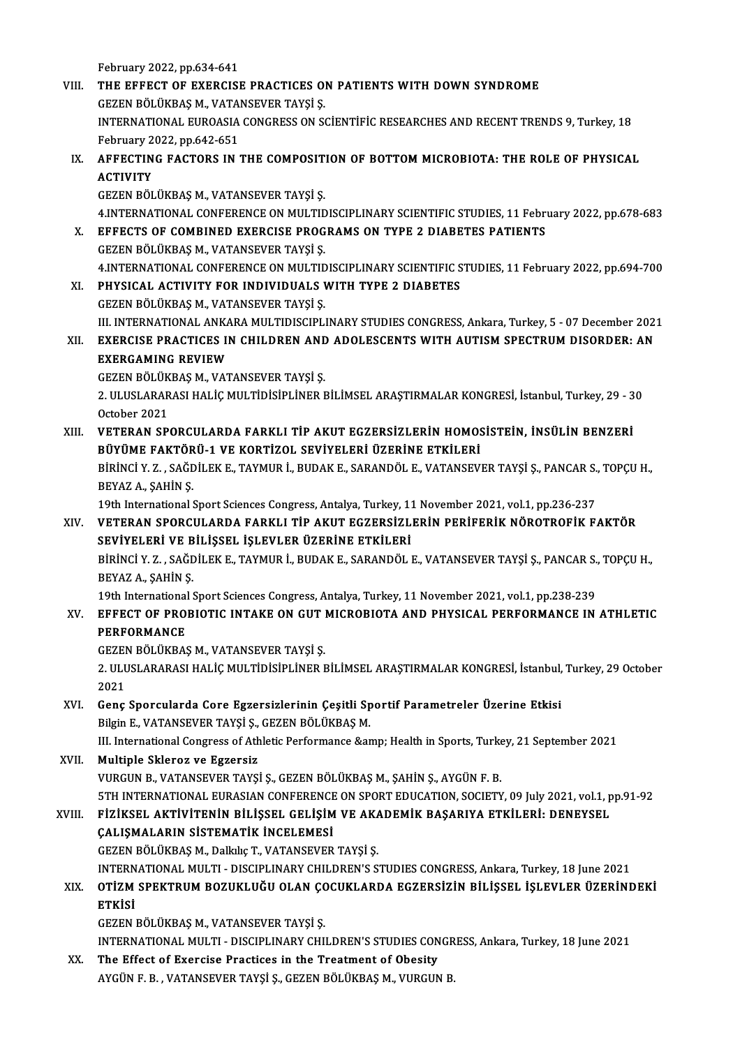February 2022, pp.634-641

VIII. **THE EFFECT OF EXERCISE PRACTICES ON PATIENTS WITH DOWN SYNDROME**
GEZEN BÖLÜKBAŞ M., VATANSEVER TAYŞİ Ş.
INTERNATIONAL EUROASIA CONGRESS ON SCİENTİFİC RESEARCHES AND RECENT TRENDS 9, Turkey, 18 February 2022, pp.642-651

IX. **AFFECTING FACTORS IN THE COMPOSITION OF BOTTOM MICROBIOTA: THE ROLE OF PHYSICAL ACTIVITY**
GEZEN BÖLÜKBAŞ M., VATANSEVER TAYŞİ Ş.
4.INTERNATIONAL CONFERENCE ON MULTIDISCIPLINARY SCIENTIFIC STUDIES, 11 February 2022, pp.678-683

X. **EFFECTS OF COMBINED EXERCISE PROGRAMS ON TYPE 2 DIABETES PATIENTS**
GEZEN BÖLÜKBAŞ M., VATANSEVER TAYŞİ Ş.
4.INTERNATIONAL CONFERENCE ON MULTIDISCIPLINARY SCIENTIFIC STUDIES, 11 February 2022, pp.694-700

XI. **PHYSICAL ACTIVITY FOR INDIVIDUALS WITH TYPE 2 DIABETES**
GEZEN BÖLÜKBAŞ M., VATANSEVER TAYŞİ Ş.
III. INTERNATIONAL ANKARA MULTIDISCIPLINARY STUDIES CONGRESS, Ankara, Turkey, 5 - 07 December 2021

XII. **EXERCISE PRACTICES IN CHILDREN AND ADOLESCENTS WITH AUTISM SPECTRUM DISORDER: AN EXERGAMING REVIEW**
GEZEN BÖLÜKBAŞ M., VATANSEVER TAYŞİ Ş.
2. ULUSLARARASI HALİÇ MULTİDİSİPLİNER BİLİMSEL ARAŞTIRMALAR KONGRESİ, İstanbul, Turkey, 29 - 30 October 2021

XIII. **VETERAN SPORCULARDA FARKLI TİP AKUT EGZERSİZLERİN HOMOSİSTEİN, İNSÜLİN BENZERİ BÜYÜME FAKTÖRÜ-1 VE KORTİZOL SEVİYELERİ ÜZERİNE ETKİLERİ**
BİRİNCİ Y. Z. , SAĞDİLEK E., TAYMUR İ., BUDAK E., SARANDÖL E., VATANSEVER TAYŞİ Ş., PANCAR S., TOPÇU H., BEYAZ A., ŞAHİN Ş.
19th International Sport Sciences Congress, Antalya, Turkey, 11 November 2021, vol.1, pp.236-237

XIV. **VETERAN SPORCULARDA FARKLI TİP AKUT EGZERSİZLERİN PERİFERİK NÖROTROFİK FAKTÖR SEVİYELERİ VE BİLİŞSEL İŞLEVLER ÜZERİNE ETKİLERİ**
BİRİNCİ Y. Z. , SAĞDİLEK E., TAYMUR İ., BUDAK E., SARANDÖL E., VATANSEVER TAYŞİ Ş., PANCAR S., TOPÇU H., BEYAZ A., ŞAHİN Ş.
19th International Sport Sciences Congress, Antalya, Turkey, 11 November 2021, vol.1, pp.238-239

XV. **EFFECT OF PROBIOTIC INTAKE ON GUT MICROBIOTA AND PHYSICAL PERFORMANCE IN ATHLETIC PERFORMANCE**
GEZEN BÖLÜKBAŞ M., VATANSEVER TAYŞİ Ş.
2. ULUSLARARASI HALİÇ MULTİDİSİPLİNER BİLİMSEL ARAŞTIRMALAR KONGRESİ, İstanbul, Turkey, 29 October 2021

XVI. **Genç Sporcularda Core Egzersizlerinin Çeşitli Sportif Parametreler Üzerine Etkisi**
Bilgin E., VATANSEVER TAYŞİ Ş., GEZEN BÖLÜKBAŞ M.
III. International Congress of Athletic Performance &amp; Health in Sports, Turkey, 21 September 2021

XVII. **Multiple Skleroz ve Egzersiz**
VURGUN B., VATANSEVER TAYŞİ Ş., GEZEN BÖLÜKBAŞ M., ŞAHİN Ş., AYGÜN F. B.
5TH INTERNATIONAL EURASIAN CONFERENCE ON SPORT EDUCATION, SOCIETY, 09 July 2021, vol.1, pp.91-92

XVIII. **FİZİKSEL AKTİVİTENİN BİLİŞSEL GELİŞİM VE AKADEMİK BAŞARIYA ETKİLERİ: DENEYSEL ÇALIŞMALARIN SİSTEMATİK İNCELEMESİ**
GEZEN BÖLÜKBAŞ M., Dalkılıç T., VATANSEVER TAYŞİ Ş.
INTERNATIONAL MULTI - DISCIPLINARY CHILDREN'S STUDIES CONGRESS, Ankara, Turkey, 18 June 2021

XIX. **OTİZM SPEKTRUM BOZUKLUĞU OLAN ÇOCUKLARDA EGZERSİZİN BİLİŞSEL İŞLEVLER ÜZERİNDEKİ ETKİSİ**
GEZEN BÖLÜKBAŞ M., VATANSEVER TAYŞİ Ş.
INTERNATIONAL MULTI - DISCIPLINARY CHILDREN'S STUDIES CONGRESS, Ankara, Turkey, 18 June 2021

XX. **The Effect of Exercise Practices in the Treatment of Obesity**
AYGÜN F. B. , VATANSEVER TAYŞİ Ş., GEZEN BÖLÜKBAŞ M., VURGUN B.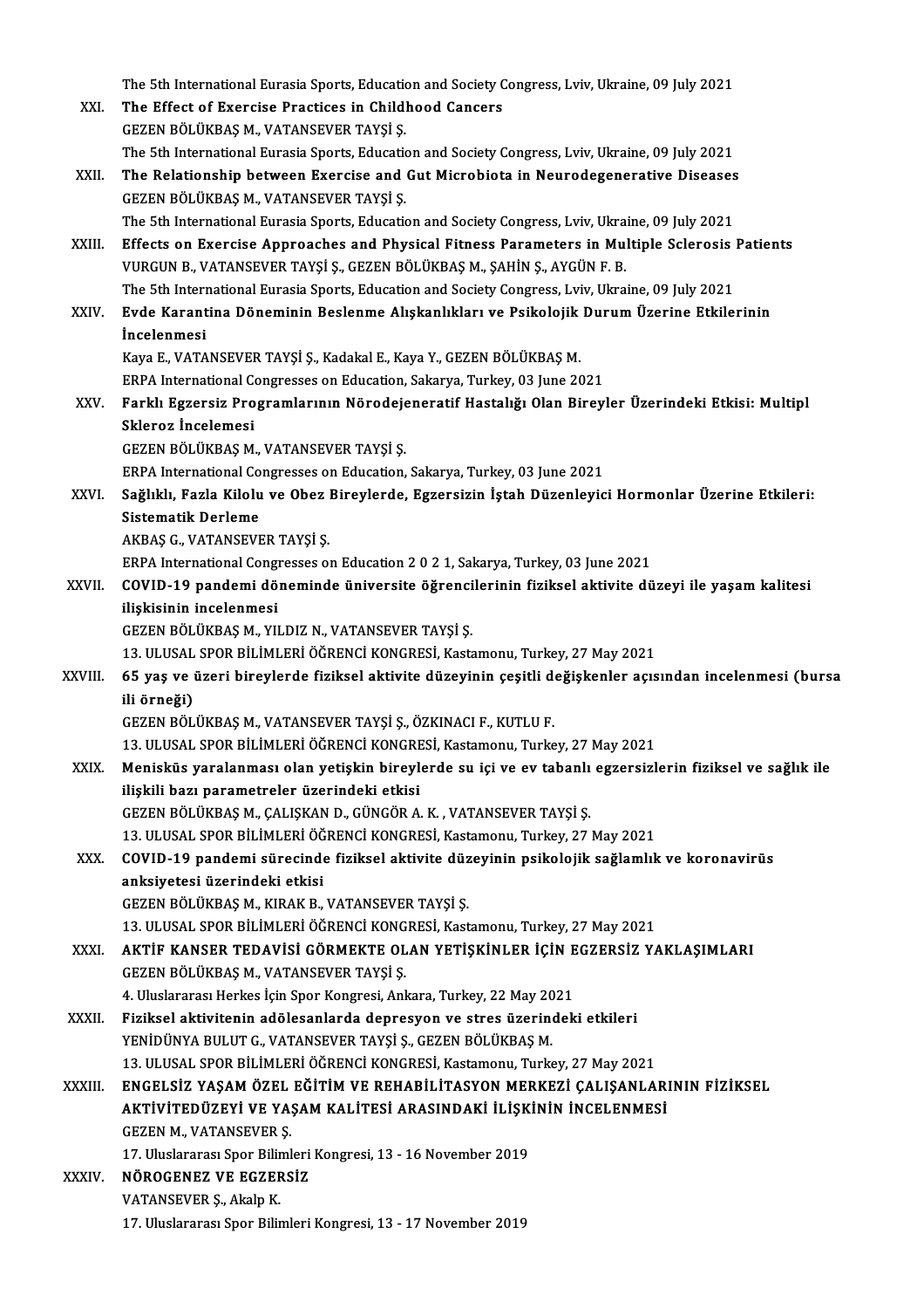The 5th International Eurasia Sports, Education and Society Congress, Lviv, Ukraine, 09 July 2021

XXI. **The Effect of Exercise Practices in Childhood Cancers**
GEZEN BÖLÜKBAŞ M., VATANSEVER TAYŞİ Ş.
The 5th International Eurasia Sports, Education and Society Congress, Lviv, Ukraine, 09 July 2021

XXII. **The Relationship between Exercise and Gut Microbiota in Neurodegenerative Diseases**
GEZEN BÖLÜKBAŞ M., VATANSEVER TAYŞİ Ş.
The 5th International Eurasia Sports, Education and Society Congress, Lviv, Ukraine, 09 July 2021

XXIII. **Effects on Exercise Approaches and Physical Fitness Parameters in Multiple Sclerosis Patients**
VURGUN B., VATANSEVER TAYŞİ Ş., GEZEN BÖLÜKBAŞ M., ŞAHİN Ş., AYGÜN F. B.
The 5th International Eurasia Sports, Education and Society Congress, Lviv, Ukraine, 09 July 2021

XXIV. **Evde Karantina Döneminin Beslenme Alışkanlıkları ve Psikolojik Durum Üzerine Etkilerinin İncelenmesi**
Kaya E., VATANSEVER TAYŞİ Ş., Kadakal E., Kaya Y., GEZEN BÖLÜKBAŞ M.
ERPA International Congresses on Education, Sakarya, Turkey, 03 June 2021

XXV. **Farklı Egzersiz Programlarının Nörodejeneratif Hastalığı Olan Bireyler Üzerindeki Etkisi: Multipl Skleroz İncelemesi**
GEZEN BÖLÜKBAŞ M., VATANSEVER TAYŞİ Ş.
ERPA International Congresses on Education, Sakarya, Turkey, 03 June 2021

XXVI. **Sağlıklı, Fazla Kilolu ve Obez Bireylerde, Egzersizin İştah Düzenleyici Hormonlar Üzerine Etkileri: Sistematik Derleme**
AKBAŞ G., VATANSEVER TAYŞİ Ş.
ERPA International Congresses on Education 2 0 2 1, Sakarya, Turkey, 03 June 2021

XXVII. **COVID-19 pandemi döneminde üniversite öğrencilerinin fiziksel aktivite düzeyi ile yaşam kalitesi ilişkisinin incelenmesi**
GEZEN BÖLÜKBAŞ M., YILDIZ N., VATANSEVER TAYŞİ Ş.
13. ULUSAL SPOR BİLİMLERİ ÖĞRENCİ KONGRESİ, Kastamonu, Turkey, 27 May 2021

XXVIII. **65 yaş ve üzeri bireylerde fiziksel aktivite düzeyinin çeşitli değişkenler açısından incelenmesi (bursa ili örneği)**
GEZEN BÖLÜKBAŞ M., VATANSEVER TAYŞİ Ş., ÖZKINACI F., KUTLU F.
13. ULUSAL SPOR BİLİMLERİ ÖĞRENCİ KONGRESİ, Kastamonu, Turkey, 27 May 2021

XXIX. **Menisküs yaralanması olan yetişkin bireylerde su içi ve ev tabanlı egzersizlerin fiziksel ve sağlık ile ilişkili bazı parametreler üzerindeki etkisi**
GEZEN BÖLÜKBAŞ M., ÇALIŞKAN D., GÜNGÖR A. K. , VATANSEVER TAYŞİ Ş.
13. ULUSAL SPOR BİLİMLERİ ÖĞRENCİ KONGRESİ, Kastamonu, Turkey, 27 May 2021

XXX. **COVID-19 pandemi sürecinde fiziksel aktivite düzeyinin psikolojik sağlamlık ve koronavirüs anksiyetesi üzerindeki etkisi**
GEZEN BÖLÜKBAŞ M., KIRAK B., VATANSEVER TAYŞİ Ş.
13. ULUSAL SPOR BİLİMLERİ ÖĞRENCİ KONGRESİ, Kastamonu, Turkey, 27 May 2021

XXXI. **AKTİF KANSER TEDAVİSİ GÖRMEKTE OLAN YETİŞKİNLER İÇİN EGZERSİZ YAKLAŞIMLARI**
GEZEN BÖLÜKBAŞ M., VATANSEVER TAYŞİ Ş.
4. Uluslararası Herkes İçin Spor Kongresi, Ankara, Turkey, 22 May 2021

XXXII. **Fiziksel aktivitenin adölesanlarda depresyon ve stres üzerindeki etkileri**
YENİDÜNYA BULUT G., VATANSEVER TAYŞİ Ş., GEZEN BÖLÜKBAŞ M.
13. ULUSAL SPOR BİLİMLERİ ÖĞRENCİ KONGRESİ, Kastamonu, Turkey, 27 May 2021

XXXIII. **ENGELSİZ YAŞAM ÖZEL EĞİTİM VE REHABİLİTASYON MERKEZİ ÇALIŞANLARININ FİZİKSEL AKTİVİTEDÜZEYİ VE YAŞAM KALİTESİ ARASINDAKİ İLİŞKİNİN İNCELENMESİ**
GEZEN M., VATANSEVER Ş.
17. Uluslararası Spor Bilimleri Kongresi, 13 - 16 November 2019

XXXIV. **NÖROGENEZ VE EGZERSİZ**
VATANSEVER Ş., Akalp K.
17. Uluslararası Spor Bilimleri Kongresi, 13 - 17 November 2019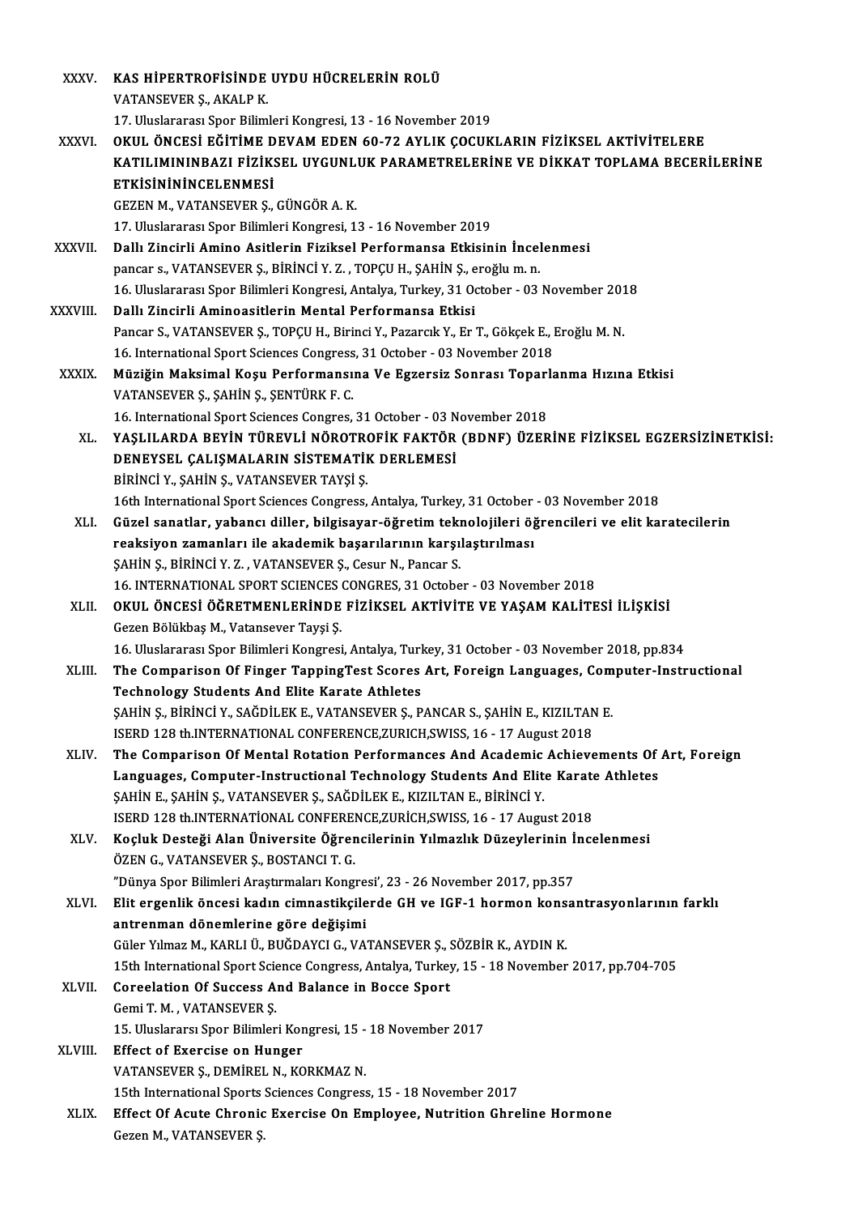XXXV. **KAS HİPERTROFİSİNDE UYDU HÜCRELERİN ROLÜ**
VATANSEVER Ş., AKALP K.
17. Uluslararası Spor Bilimleri Kongresi, 13 - 16 November 2019

XXXVI. **OKUL ÖNCESİ EĞİTİME DEVAM EDEN 60-72 AYLIK ÇOCUKLARIN FİZİKSEL AKTİVİTELERE KATILIMININBAZI FİZİKSEL UYGUNLUK PARAMETRELERİNE VE DİKKAT TOPLAMA BECERİLERİNE ETKİSİNİNİNCELENMESİ**
GEZEN M., VATANSEVER Ş., GÜNGÖR A. K.
17. Uluslararası Spor Bilimleri Kongresi, 13 - 16 November 2019

XXXVII. **Dallı Zincirli Amino Asitlerin Fiziksel Performansa Etkisinin İncelenmesi**
pancar s., VATANSEVER Ş., BİRİNCİ Y. Z. , TOPÇU H., ŞAHİN Ş., eroğlu m. n.
16. Uluslararası Spor Bilimleri Kongresi, Antalya, Turkey, 31 October - 03 November 2018

XXXVIII. **Dallı Zincirli Aminoasitlerin Mental Performansa Etkisi**
Pancar S., VATANSEVER Ş., TOPÇU H., Birinci Y., Pazarcık Y., Er T., Gökçek E., Eroğlu M. N.
16. International Sport Sciences Congress, 31 October - 03 November 2018

XXXIX. **Müziğin Maksimal Koşu Performansına Ve Egzersiz Sonrası Toparlanma Hızına Etkisi**
VATANSEVER Ş., ŞAHİN Ş., ŞENTÜRK F. C.
16. International Sport Sciences Congres, 31 October - 03 November 2018

XL. **YAŞLILARDA BEYİN TÜREVLİ NÖROTROFİK FAKTÖR (BDNF) ÜZERİNE FİZİKSEL EGZERSİZİNETKİSİ: DENEYSEL ÇALIŞMALARIN SİSTEMATİK DERLEMESİ**
BİRİNCİ Y., ŞAHİN Ş., VATANSEVER TAYŞİ Ş.
16th International Sport Sciences Congress, Antalya, Turkey, 31 October - 03 November 2018

XLI. **Güzel sanatlar, yabancı diller, bilgisayar-öğretim teknolojileri öğrencileri ve elit karatecilerin reaksiyon zamanları ile akademik başarılarının karşılaştırılması**
ŞAHİN Ş., BİRİNCİ Y. Z. , VATANSEVER Ş., Cesur N., Pancar S.
16. INTERNATIONAL SPORT SCIENCES CONGRES, 31 October - 03 November 2018

XLII. **OKUL ÖNCESİ ÖĞRETMENLERİNDE FİZİKSEL AKTİVİTE VE YAŞAM KALİTESİ İLİŞKİSİ**
Gezen Bölükbaş M., Vatansever Tayşi Ş.
16. Uluslararası Spor Bilimleri Kongresi, Antalya, Turkey, 31 October - 03 November 2018, pp.834

XLIII. **The Comparison Of Finger TappingTest Scores Art, Foreign Languages, Computer-Instructional Technology Students And Elite Karate Athletes**
ŞAHİN Ş., BİRİNCİ Y., SAĞDİLEK E., VATANSEVER Ş., PANCAR S., ŞAHİN E., KIZILTAN E.
ISERD 128 th.INTERNATIONAL CONFERENCE,ZURICH,SWISS, 16 - 17 August 2018

XLIV. **The Comparison Of Mental Rotation Performances And Academic Achievements Of Art, Foreign Languages, Computer-Instructional Technology Students And Elite Karate Athletes**
ŞAHİN E., ŞAHİN Ş., VATANSEVER Ş., SAĞDİLEK E., KIZILTAN E., BİRİNCİ Y.
ISERD 128 th.INTERNATİONAL CONFERENCE,ZURİCH,SWISS, 16 - 17 August 2018

XLV. **Koçluk Desteği Alan Üniversite Öğrencilerinin Yılmazlık Düzeylerinin İncelenmesi**
ÖZEN G., VATANSEVER Ş., BOSTANCI T. G.
"Dünya Spor Bilimleri Araştırmaları Kongresi', 23 - 26 November 2017, pp.357

XLVI. **Elit ergenlik öncesi kadın cimnastikçilerde GH ve IGF-1 hormon konsantrasyonlarının farklı antrenman dönemlerine göre değişimi**
Güler Yılmaz M., KARLI Ü., BUĞDAYCI G., VATANSEVER Ş., SÖZBİR K., AYDIN K.
15th International Sport Science Congress, Antalya, Turkey, 15 - 18 November 2017, pp.704-705

XLVII. **Coreelation Of Success And Balance in Bocce Sport**
Gemi T. M. , VATANSEVER Ş.
15. Uluslararsı Spor Bilimleri Kongresi, 15 - 18 November 2017

XLVIII. **Effect of Exercise on Hunger**
VATANSEVER Ş., DEMİREL N., KORKMAZ N.
15th International Sports Sciences Congress, 15 - 18 November 2017

XLIX. **Effect Of Acute Chronic Exercise On Employee, Nutrition Ghreline Hormone**
Gezen M., VATANSEVER Ş.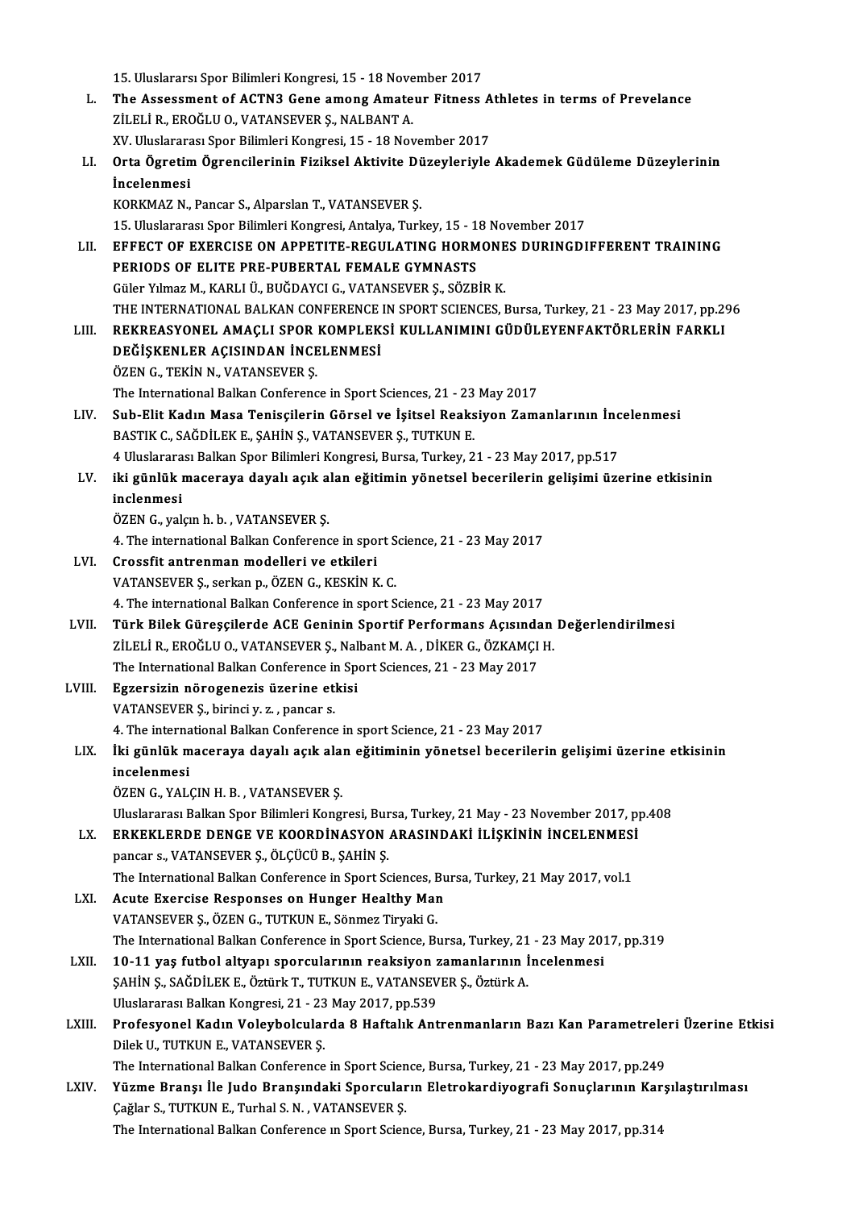15. Uluslararsı Spor Bilimleri Kongresi, 15 - 18 November 2017

L. **The Assessment of ACTN3 Gene among Amateur Fitness Athletes in terms of Prevelance**
ZİLELİ R., EROĞLU O., VATANSEVER Ş., NALBANT A.
XV. Uluslararası Spor Bilimleri Kongresi, 15 - 18 November 2017

LI. **Orta Ögretim Ögrencilerinin Fiziksel Aktivite Düzeyleriyle Akademek Güdüleme Düzeylerinin İncelenmesi**
KORKMAZ N., Pancar S., Alparslan T., VATANSEVER Ş.
15. Uluslararası Spor Bilimleri Kongresi, Antalya, Turkey, 15 - 18 November 2017

LII. **EFFECT OF EXERCISE ON APPETITE-REGULATING HORMONES DURINGDIFFERENT TRAINING PERIODS OF ELITE PRE-PUBERTAL FEMALE GYMNASTS**
Güler Yılmaz M., KARLI Ü., BUĞDAYCI G., VATANSEVER Ş., SÖZBİR K.
THE INTERNATIONAL BALKAN CONFERENCE IN SPORT SCIENCES, Bursa, Turkey, 21 - 23 May 2017, pp.296

LIII. **REKREASYONEL AMAÇLI SPOR KOMPLEKSİ KULLANIMINI GÜDÜLEYENFAKTÖRLERİN FARKLI DEĞİŞKENLER AÇISINDAN İNCELENMESİ**
ÖZEN G., TEKİN N., VATANSEVER Ş.
The International Balkan Conference in Sport Sciences, 21 - 23 May 2017

LIV. **Sub-Elit Kadın Masa Tenisçilerin Görsel ve İşitsel Reaksiyon Zamanlarının İncelenmesi**
BASTIK C., SAĞDİLEK E., ŞAHİN Ş., VATANSEVER Ş., TUTKUN E.
4 Uluslararası Balkan Spor Bilimleri Kongresi, Bursa, Turkey, 21 - 23 May 2017, pp.517

LV. **iki günlük maceraya dayalı açık alan eğitimin yönetsel becerilerin gelişimi üzerine etkisinin inclenmesi**
ÖZEN G., yalçın h. b. , VATANSEVER Ş.
4. The international Balkan Conference in sport Science, 21 - 23 May 2017

LVI. **Crossfit antrenman modelleri ve etkileri**
VATANSEVER Ş., serkan p., ÖZEN G., KESKİN K. C.
4. The international Balkan Conference in sport Science, 21 - 23 May 2017

LVII. **Türk Bilek Güreşçilerde ACE Geninin Sportif Performans Açısından Değerlendirilmesi**
ZİLELİ R., EROĞLU O., VATANSEVER Ş., Nalbant M. A. , DİKER G., ÖZKAMÇI H.
The International Balkan Conference in Sport Sciences, 21 - 23 May 2017

LVIII. **Egzersizin nörogenezis üzerine etkisi**
VATANSEVER Ş., birinci y. z. , pancar s.
4. The international Balkan Conference in sport Science, 21 - 23 May 2017

LIX. **İki günlük maceraya dayalı açık alan eğitiminin yönetsel becerilerin gelişimi üzerine etkisinin incelenmesi**
ÖZEN G., YALÇIN H. B. , VATANSEVER Ş.
Uluslararası Balkan Spor Bilimleri Kongresi, Bursa, Turkey, 21 May - 23 November 2017, pp.408

LX. **ERKEKLERDE DENGE VE KOORDİNASYON ARASINDAKİ İLİŞKİNİN İNCELENMESİ**
pancar s., VATANSEVER Ş., ÖLÇÜCÜ B., ŞAHİN Ş.
The International Balkan Conference in Sport Sciences, Bursa, Turkey, 21 May 2017, vol.1

LXI. **Acute Exercise Responses on Hunger Healthy Man**
VATANSEVER Ş., ÖZEN G., TUTKUN E., Sönmez Tiryaki G.
The International Balkan Conference in Sport Science, Bursa, Turkey, 21 - 23 May 2017, pp.319

LXII. **10-11 yaş futbol altyapı sporcularının reaksiyon zamanlarının İncelenmesi**
ŞAHİN Ş., SAĞDİLEK E., Öztürk T., TUTKUN E., VATANSEVER Ş., Öztürk A.
Uluslararası Balkan Kongresi, 21 - 23 May 2017, pp.539

LXIII. **Profesyonel Kadın Voleybolcularda 8 Haftalık Antrenmanların Bazı Kan Parametreleri Üzerine Etkisi**
Dilek U., TUTKUN E., VATANSEVER Ş.
The International Balkan Conference in Sport Science, Bursa, Turkey, 21 - 23 May 2017, pp.249

LXIV. **Yüzme Branşı İle Judo Branşındaki Sporcuların Eletrokardiyografi Sonuçlarının Karşılaştırılması**
Çağlar S., TUTKUN E., Turhal S. N. , VATANSEVER Ş.
The International Balkan Conference ın Sport Science, Bursa, Turkey, 21 - 23 May 2017, pp.314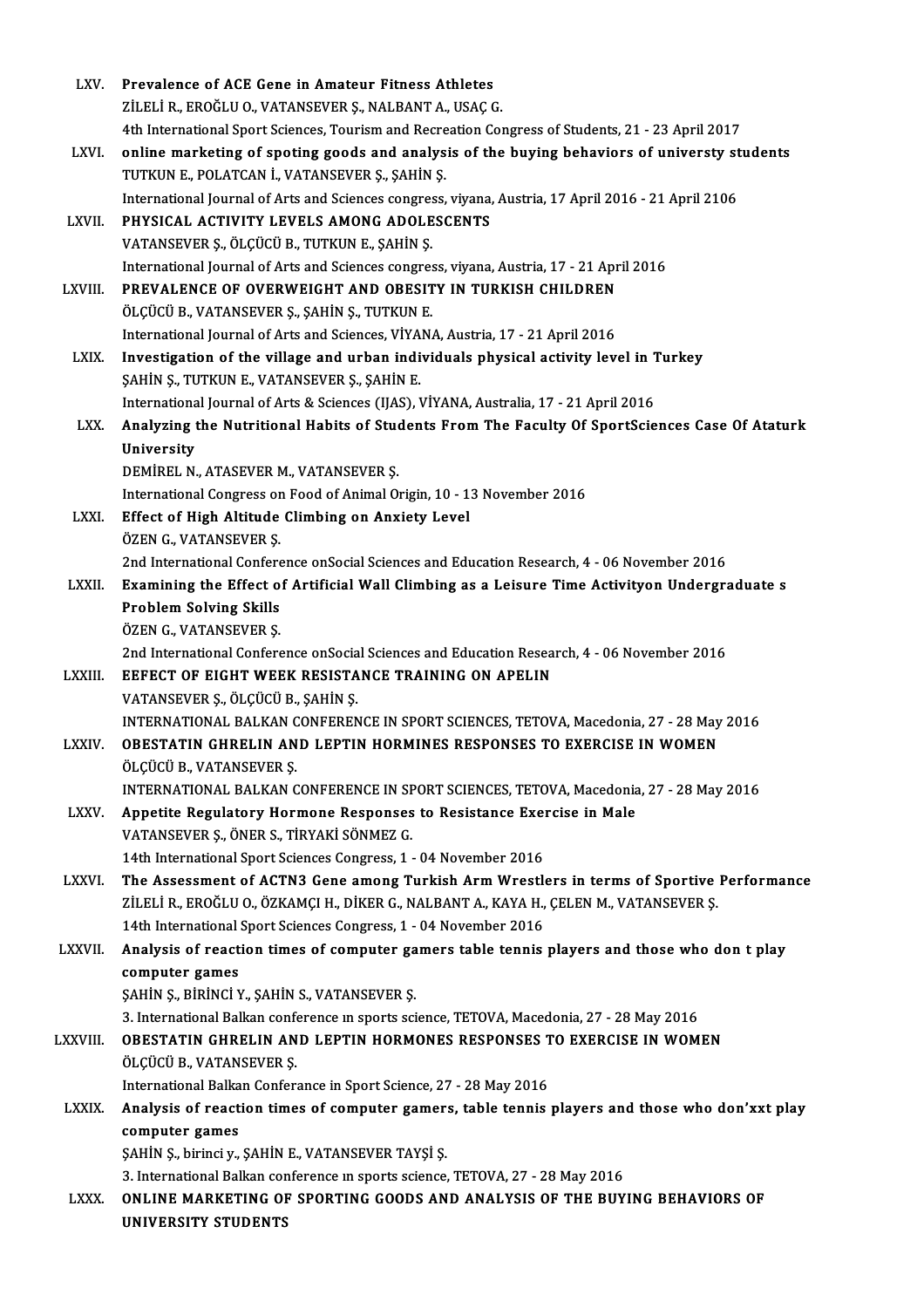LXV. **Prevalence of ACE Gene in Amateur Fitness Athletes**
ZİLELİ R., EROĞLU O., VATANSEVER Ş., NALBANT A., USAÇ G.
4th International Sport Sciences, Tourism and Recreation Congress of Students, 21 - 23 April 2017

LXVI. **online marketing of spoting goods and analysis of the buying behaviors of universty students**
TUTKUN E., POLATCAN İ., VATANSEVER Ş., ŞAHİN Ş.
International Journal of Arts and Sciences congress, viyana, Austria, 17 April 2016 - 21 April 2106

LXVII. **PHYSICAL ACTIVITY LEVELS AMONG ADOLESCENTS**
VATANSEVER Ş., ÖLÇÜCÜ B., TUTKUN E., ŞAHİN Ş.
International Journal of Arts and Sciences congress, viyana, Austria, 17 - 21 April 2016

LXVIII. **PREVALENCE OF OVERWEIGHT AND OBESITY IN TURKISH CHILDREN**
ÖLÇÜCÜ B., VATANSEVER Ş., ŞAHİN Ş., TUTKUN E.
International Journal of Arts and Sciences, VİYANA, Austria, 17 - 21 April 2016

LXIX. **Investigation of the village and urban individuals physical activity level in Turkey**
ŞAHİN Ş., TUTKUN E., VATANSEVER Ş., ŞAHİN E.
International Journal of Arts & Sciences (IJAS), VİYANA, Australia, 17 - 21 April 2016

LXX. **Analyzing the Nutritional Habits of Students From The Faculty Of SportSciences Case Of Ataturk University**
DEMİREL N., ATASEVER M., VATANSEVER Ş.
International Congress on Food of Animal Origin, 10 - 13 November 2016

LXXI. **Effect of High Altitude Climbing on Anxiety Level**
ÖZEN G., VATANSEVER Ş.
2nd International Conference onSocial Sciences and Education Research, 4 - 06 November 2016

LXXII. **Examining the Effect of Artificial Wall Climbing as a Leisure Time Activityon Undergraduate s Problem Solving Skills**
ÖZEN G., VATANSEVER Ş.
2nd International Conference onSocial Sciences and Education Research, 4 - 06 November 2016

LXXIII. **EEFECT OF EIGHT WEEK RESISTANCE TRAINING ON APELIN**
VATANSEVER Ş., ÖLÇÜCÜ B., ŞAHİN Ş.
INTERNATIONAL BALKAN CONFERENCE IN SPORT SCIENCES, TETOVA, Macedonia, 27 - 28 May 2016

LXXIV. **OBESTATIN GHRELIN AND LEPTIN HORMINES RESPONSES TO EXERCISE IN WOMEN**
ÖLÇÜCÜ B., VATANSEVER Ş.
INTERNATIONAL BALKAN CONFERENCE IN SPORT SCIENCES, TETOVA, Macedonia, 27 - 28 May 2016

LXXV. **Appetite Regulatory Hormone Responses to Resistance Exercise in Male**
VATANSEVER Ş., ÖNER S., TİRYAKİ SÖNMEZ G.
14th International Sport Sciences Congress, 1 - 04 November 2016

LXXVI. **The Assessment of ACTN3 Gene among Turkish Arm Wrestlers in terms of Sportive Performance**
ZİLELİ R., EROĞLU O., ÖZKAMÇI H., DİKER G., NALBANT A., KAYA H., ÇELEN M., VATANSEVER Ş.
14th International Sport Sciences Congress, 1 - 04 November 2016

LXXVII. **Analysis of reaction times of computer gamers table tennis players and those who don t play computer games**
ŞAHİN Ş., BİRİNCİ Y., ŞAHİN S., VATANSEVER Ş.
3. International Balkan conference ın sports science, TETOVA, Macedonia, 27 - 28 May 2016

LXXVIII. **OBESTATIN GHRELIN AND LEPTIN HORMONES RESPONSES TO EXERCISE IN WOMEN**
ÖLÇÜCÜ B., VATANSEVER Ş.
International Balkan Conferance in Sport Science, 27 - 28 May 2016

LXXIX. **Analysis of reaction times of computer gamers, table tennis players and those who don'xxt play computer games**
ŞAHİN Ş., birinci y., ŞAHİN E., VATANSEVER TAYŞİ Ş.
3. International Balkan conference ın sports science, TETOVA, 27 - 28 May 2016

LXXX. **ONLINE MARKETING OF SPORTING GOODS AND ANALYSIS OF THE BUYING BEHAVIORS OF UNIVERSITY STUDENTS**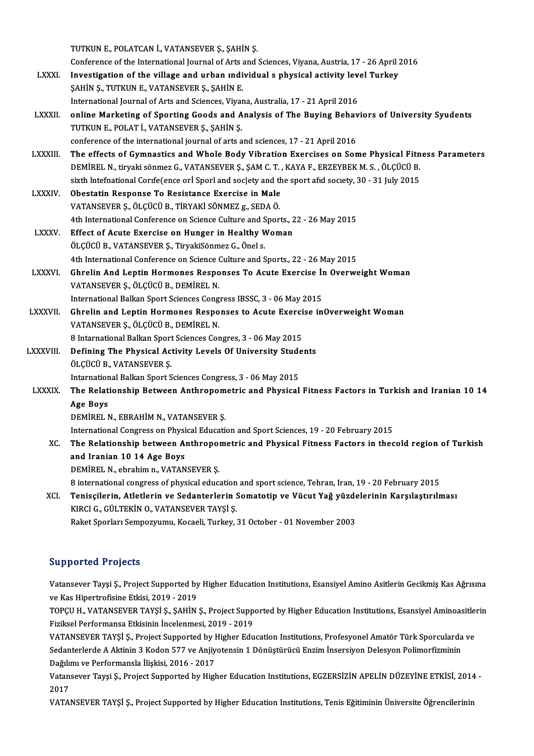TUTKUN E., POLATCAN İ., VATANSEVER Ş., ŞAHİN Ş.
Conference of the International Journal of Arts and Sciences, Viyana, Austria, 17 - 26 April 2016

LXXXI. **Investigation of the village and urban ındividual s physical activity level Turkey**
ŞAHİN Ş., TUTKUN E., VATANSEVER Ş., ŞAHİN E.
International Journal of Arts and Sciences, Viyana, Australia, 17 - 21 April 2016

LXXXII. **online Marketing of Sporting Goods and Analysis of The Buying Behaviors of University Syudents**
TUTKUN E., POLAT İ., VATANSEVER Ş., ŞAHİN Ş.
conference of the international journal of arts and sciences, 17 - 21 April 2016

LXXXIII. **The effects of Gymnastics and Whole Body Vibration Exercises on Some Physical Fitness Parameters**
DEMİREL N., tiryaki sönmez G., VATANSEVER Ş., ŞAM C. T. , KAYA F., ERZEYBEK M. S. , ÖLÇÜCÜ B.
sixth lntefnational Corıfe(ence orİ Sporl and soc|ety and the sport afıd socıety, 30 - 31 July 2015

LXXXIV. **Obestatin Response To Resistance Exercise in Male**
VATANSEVER Ş., ÖLÇÜCÜ B., TİRYAKİ SÖNMEZ g., SEDA Ö.
4th International Conference on Science Culture and Sports., 22 - 26 May 2015

LXXXV. **Effect of Acute Exercise on Hunger in Healthy Woman**
ÖLÇÜCÜ B., VATANSEVER Ş., TiryakiSönmez G., Önel s.
4th International Conference on Science Culture and Sports., 22 - 26 May 2015

LXXXVI. **Ghrelin And Leptin Hormones Responses To Acute Exercise İn Overweight Woman**
VATANSEVER Ş., ÖLÇÜCÜ B., DEMİREL N.
International Balkan Sport Sciences Congress IBSSC, 3 - 06 May 2015

LXXXVII. **Ghrelin and Leptin Hormones Responses to Acute Exercise inOverweight Woman**
VATANSEVER Ş., ÖLÇÜCÜ B., DEMİREL N.
8 Intarnational Balkan Sport Sciences Congres, 3 - 06 May 2015

LXXXVIII. **Defining The Physical Activity Levels Of University Students**
ÖLÇÜCÜ B., VATANSEVER Ş.
Intarnational Balkan Sport Sciences Congress, 3 - 06 May 2015

LXXXIX. **The Relationship Between Anthropometric and Physical Fitness Factors in Turkish and Iranian 10 14 Age Boys**
DEMİREL N., EBRAHİM N., VATANSEVER Ş.
International Congress on Physical Education and Sport Sciences, 19 - 20 February 2015

XC. **The Relationship between Anthropometric and Physical Fitness Factors in thecold region of Turkish and Iranian 10 14 Age Boys**
DEMİREL N., ebrahim n., VATANSEVER Ş.
8 international congress of physical education and sport science, Tehran, Iran, 19 - 20 February 2015

XCI. **Tenisçilerin, Atletlerin ve Sedanterlerin Somatotip ve Vücut Yağ yüzdelerinin Karşılaştırılması**
KIRCI G., GÜLTEKİN O., VATANSEVER TAYŞİ Ş.
Raket Sporları Sempozyumu, Kocaeli, Turkey, 31 October - 01 November 2003

## Supported Projects

Vatansever Tayşi Ş., Project Supported by Higher Education Institutions, Esansiyel Amino Asitlerin Gecikmiş Kas Ağrısına ve Kas Hipertrofisine Etkisi, 2019 - 2019

TOPÇU H., VATANSEVER TAYŞİ Ş., ŞAHİN Ş., Project Supported by Higher Education Institutions, Esansiyel Aminoasitlerin Fiziksel Performansa Etkisinin İncelenmesi, 2019 - 2019

VATANSEVER TAYŞİ Ş., Project Supported by Higher Education Institutions, Profesyonel Amatör Türk Sporcularda ve Sedanterlerde A Aktinin 3 Kodon 577 ve Anjiyotensin 1 Dönüştürücü Enzim İnsersiyon Delesyon Polimorfizminin Dağılımı ve Performansla İlişkisi, 2016 - 2017

Vatansever Tayşi Ş., Project Supported by Higher Education Institutions, EGZERSİZİN APELİN DÜZEYİNE ETKİSİ, 2014 - 2017

VATANSEVER TAYŞİ Ş., Project Supported by Higher Education Institutions, Tenis Eğitiminin Üniversite Öğrencilerinin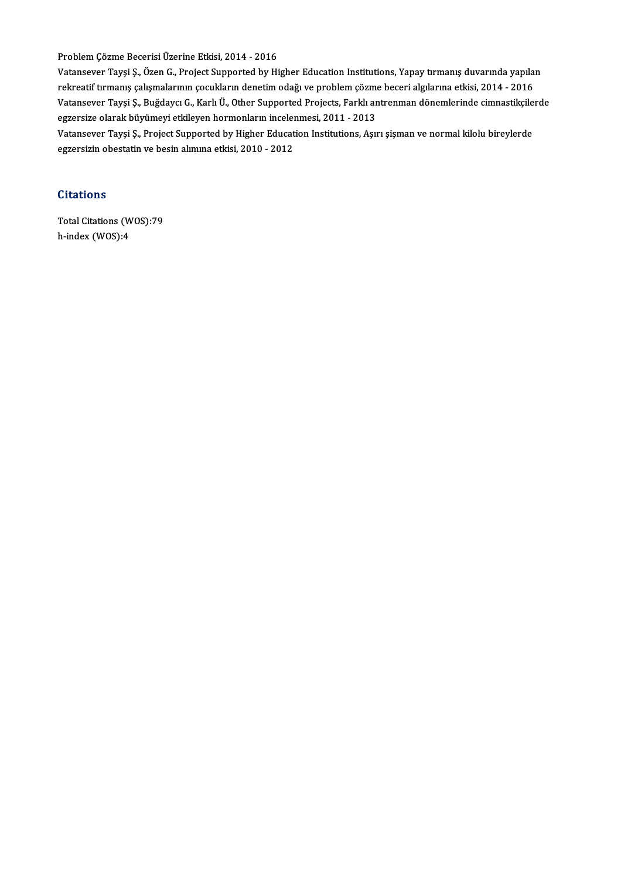Problem Çözme Becerisi Üzerine Etkisi, 2014 - 2016

Vatansever Tayşi Ş., Özen G., Project Supported by Higher Education Institutions, Yapay tırmanış duvarında yapılan rekreatif tırmanış çalışmalarının çocukların denetim odağı ve problem çözme beceri algılarına etkisi, 2014 - 2016

Vatansever Tayşi Ş., Buğdaycı G., Karlı Ü., Other Supported Projects, Farklı antrenman dönemlerinde cimnastikçilerde egzersize olarak büyümeyi etkileyen hormonların incelenmesi, 2011 - 2013

Vatansever Tayşi Ş., Project Supported by Higher Education Institutions, Aşırı şişman ve normal kilolu bireylerde egzersizin obestatin ve besin alımına etkisi, 2010 - 2012

## Citations

Total Citations (WOS):79

h-index (WOS):4